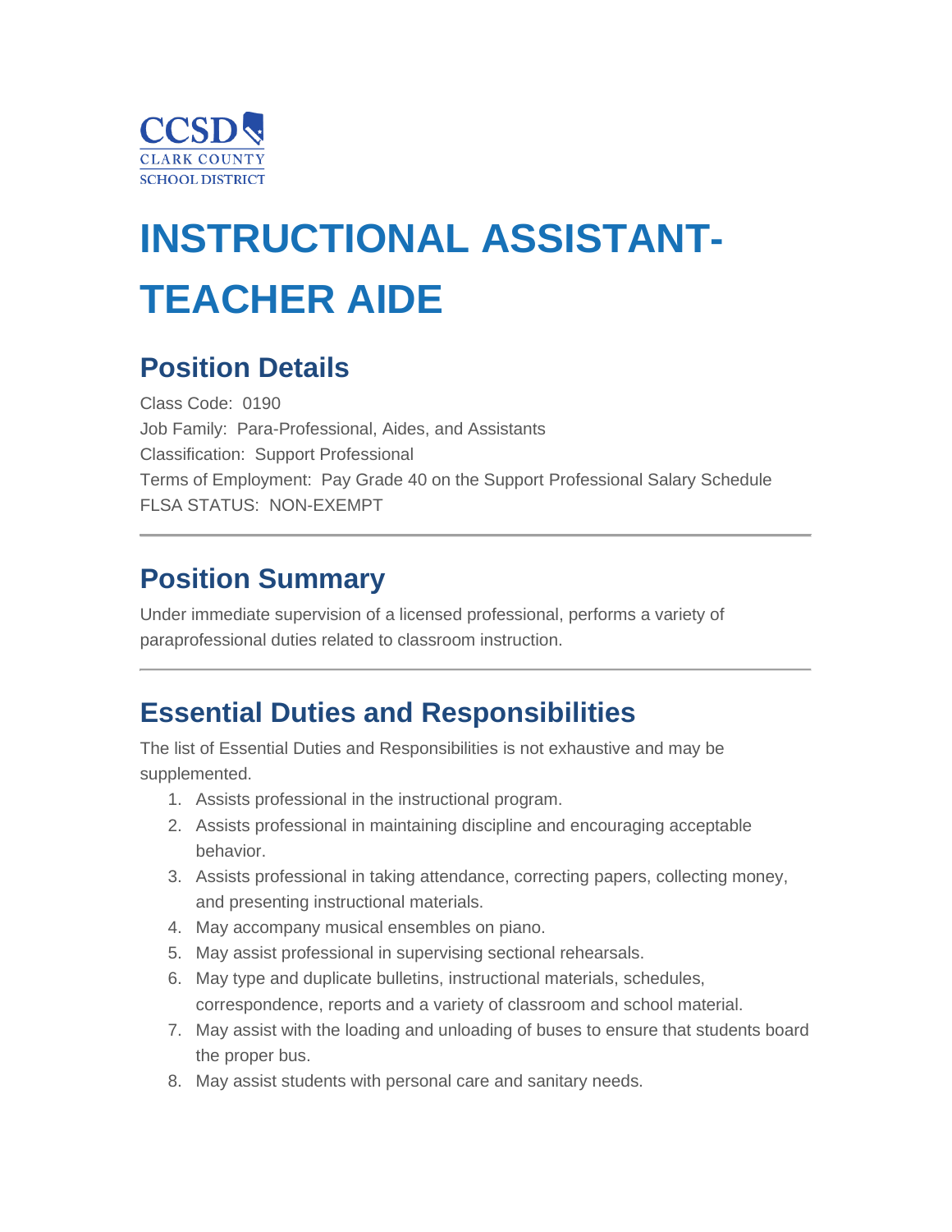CCSD
CLARK COUNTY
SCHOOL DISTRICT

# INSTRUCTIONAL ASSISTANT-TEACHER AIDE

## Position Details

Class Code: 0190
Job Family: Para-Professional, Aides, and Assistants
Classification: Support Professional
Terms of Employment: Pay Grade 40 on the Support Professional Salary Schedule
FLSA STATUS: NON-EXEMPT

---

## Position Summary

Under immediate supervision of a licensed professional, performs a variety of paraprofessional duties related to classroom instruction.

---

## Essential Duties and Responsibilities

The list of Essential Duties and Responsibilities is not exhaustive and may be supplemented.

1. Assists professional in the instructional program.
2. Assists professional in maintaining discipline and encouraging acceptable behavior.
3. Assists professional in taking attendance, correcting papers, collecting money, and presenting instructional materials.
4. May accompany musical ensembles on piano.
5. May assist professional in supervising sectional rehearsals.
6. May type and duplicate bulletins, instructional materials, schedules, correspondence, reports and a variety of classroom and school material.
7. May assist with the loading and unloading of buses to ensure that students board the proper bus.
8. May assist students with personal care and sanitary needs.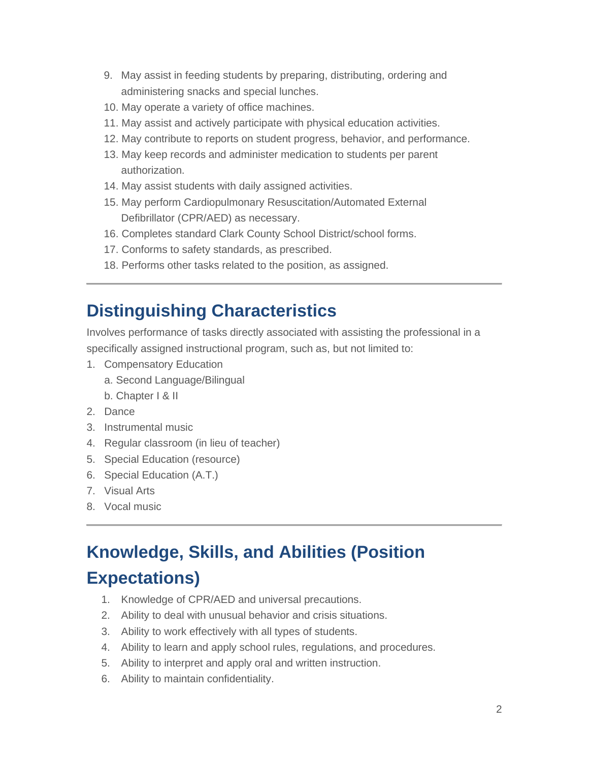9. May assist in feeding students by preparing, distributing, ordering and administering snacks and special lunches.
10. May operate a variety of office machines.
11. May assist and actively participate with physical education activities.
12. May contribute to reports on student progress, behavior, and performance.
13. May keep records and administer medication to students per parent authorization.
14. May assist students with daily assigned activities.
15. May perform Cardiopulmonary Resuscitation/Automated External Defibrillator (CPR/AED) as necessary.
16. Completes standard Clark County School District/school forms.
17. Conforms to safety standards, as prescribed.
18. Performs other tasks related to the position, as assigned.

---

## Distinguishing Characteristics

Involves performance of tasks directly associated with assisting the professional in a specifically assigned instructional program, such as, but not limited to:

1. Compensatory Education
   a. Second Language/Bilingual
   b. Chapter I & II
2. Dance
3. Instrumental music
4. Regular classroom (in lieu of teacher)
5. Special Education (resource)
6. Special Education (A.T.)
7. Visual Arts
8. Vocal music

---

## Knowledge, Skills, and Abilities (Position Expectations)

1. Knowledge of CPR/AED and universal precautions.
2. Ability to deal with unusual behavior and crisis situations.
3. Ability to work effectively with all types of students.
4. Ability to learn and apply school rules, regulations, and procedures.
5. Ability to interpret and apply oral and written instruction.
6. Ability to maintain confidentiality.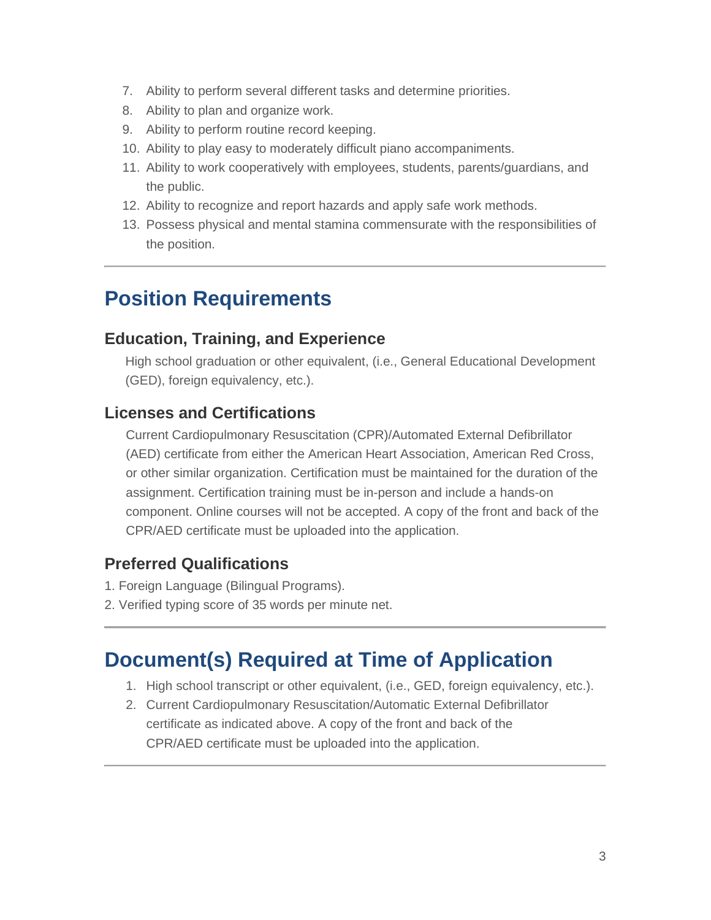7. Ability to perform several different tasks and determine priorities.
8. Ability to plan and organize work.
9. Ability to perform routine record keeping.
10. Ability to play easy to moderately difficult piano accompaniments.
11. Ability to work cooperatively with employees, students, parents/guardians, and the public.
12. Ability to recognize and report hazards and apply safe work methods.
13. Possess physical and mental stamina commensurate with the responsibilities of the position.

---

## Position Requirements

### Education, Training, and Experience

High school graduation or other equivalent, (i.e., General Educational Development (GED), foreign equivalency, etc.).

### Licenses and Certifications

Current Cardiopulmonary Resuscitation (CPR)/Automated External Defibrillator (AED) certificate from either the American Heart Association, American Red Cross, or other similar organization. Certification must be maintained for the duration of the assignment. Certification training must be in-person and include a hands-on component. Online courses will not be accepted. A copy of the front and back of the CPR/AED certificate must be uploaded into the application.

### Preferred Qualifications

1. Foreign Language (Bilingual Programs).
2. Verified typing score of 35 words per minute net.

---

## Document(s) Required at Time of Application

1. High school transcript or other equivalent, (i.e., GED, foreign equivalency, etc.).
2. Current Cardiopulmonary Resuscitation/Automatic External Defibrillator certificate as indicated above. A copy of the front and back of the CPR/AED certificate must be uploaded into the application.

---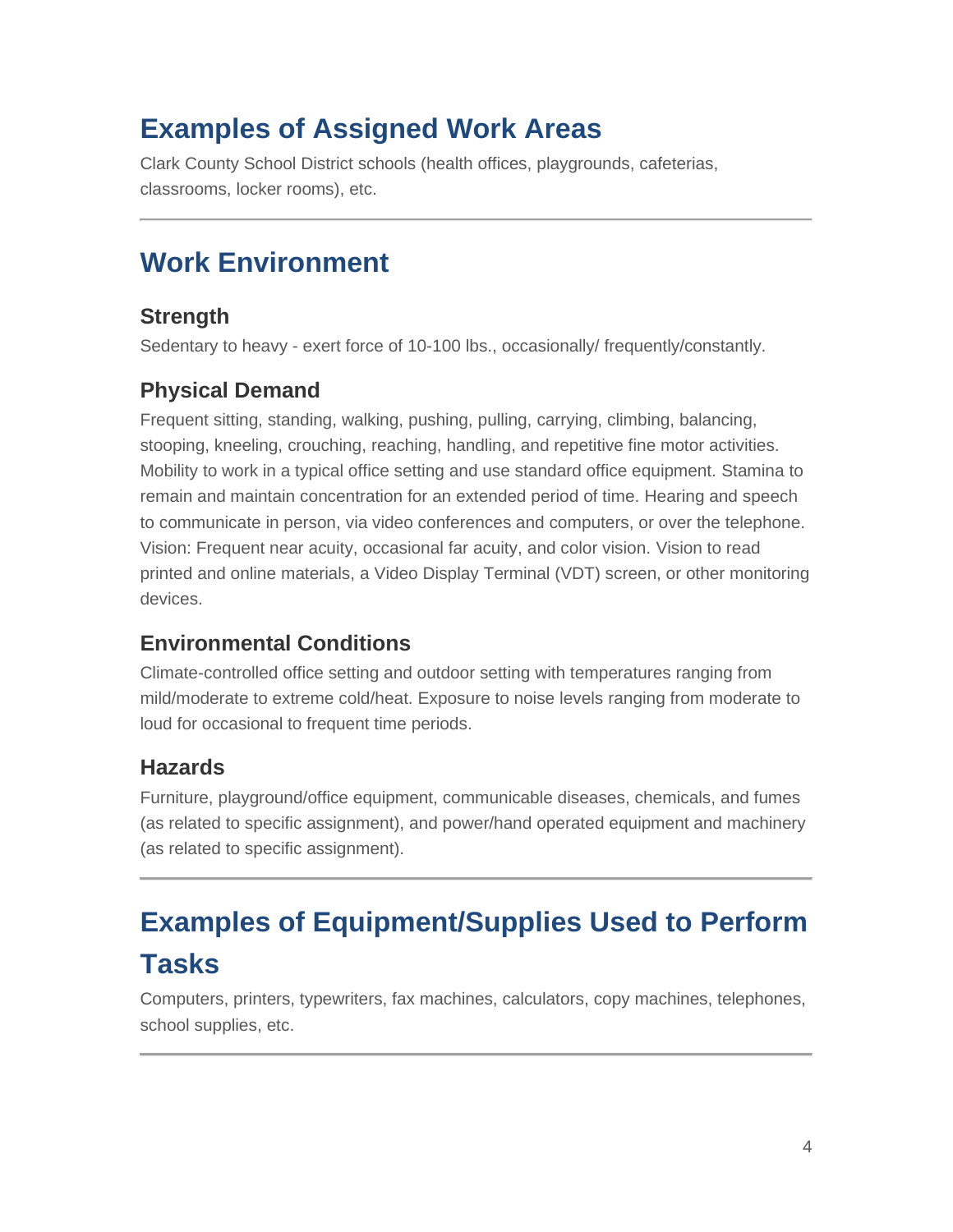## Examples of Assigned Work Areas

Clark County School District schools (health offices, playgrounds, cafeterias, classrooms, locker rooms), etc.

---

## Work Environment

### Strength

Sedentary to heavy - exert force of 10-100 lbs., occasionally/ frequently/constantly.

### Physical Demand

Frequent sitting, standing, walking, pushing, pulling, carrying, climbing, balancing, stooping, kneeling, crouching, reaching, handling, and repetitive fine motor activities. Mobility to work in a typical office setting and use standard office equipment. Stamina to remain and maintain concentration for an extended period of time. Hearing and speech to communicate in person, via video conferences and computers, or over the telephone. Vision: Frequent near acuity, occasional far acuity, and color vision. Vision to read printed and online materials, a Video Display Terminal (VDT) screen, or other monitoring devices.

### Environmental Conditions

Climate-controlled office setting and outdoor setting with temperatures ranging from mild/moderate to extreme cold/heat. Exposure to noise levels ranging from moderate to loud for occasional to frequent time periods.

### Hazards

Furniture, playground/office equipment, communicable diseases, chemicals, and fumes (as related to specific assignment), and power/hand operated equipment and machinery (as related to specific assignment).

---

## Examples of Equipment/Supplies Used to Perform Tasks

Computers, printers, typewriters, fax machines, calculators, copy machines, telephones, school supplies, etc.

---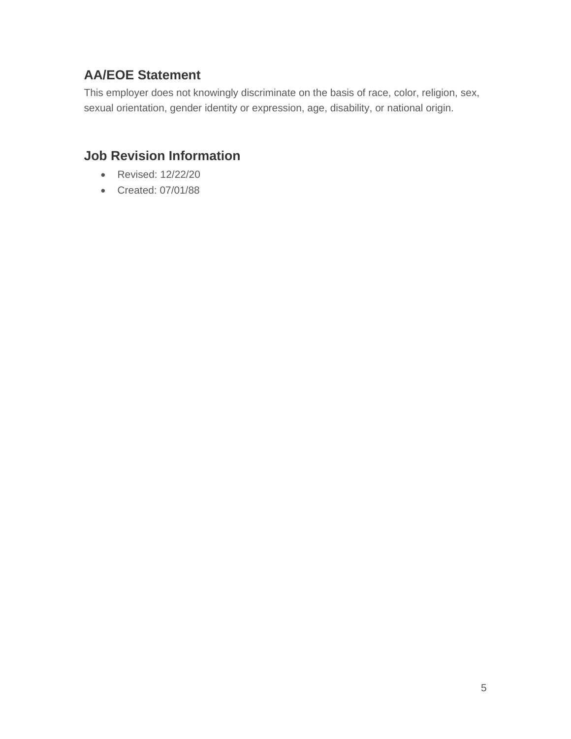## AA/EOE Statement

This employer does not knowingly discriminate on the basis of race, color, religion, sex, sexual orientation, gender identity or expression, age, disability, or national origin.

## Job Revision Information

- Revised: 12/22/20
- Created: 07/01/88